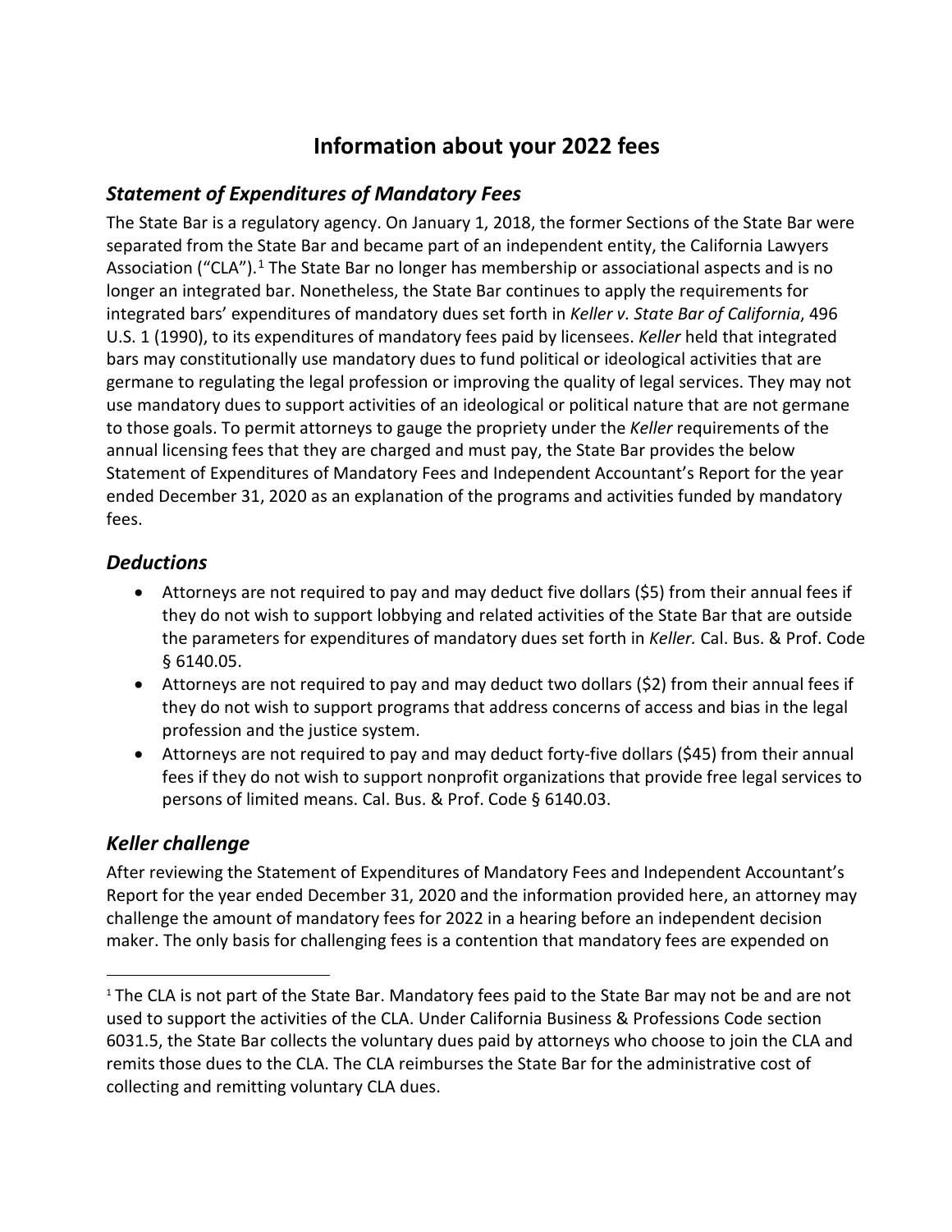# Information about your 2022 fees

## *Statement of Expenditures of Mandatory Fees*

The State Bar is a regulatory agency. On January 1, 2018, the former Sections of the State Bar were separated from the State Bar and became part of an independent entity, the California Lawyers Association ("CLA").[1] The State Bar no longer has membership or associational aspects and is no longer an integrated bar. Nonetheless, the State Bar continues to apply the requirements for integrated bars' expenditures of mandatory dues set forth in *Keller v. State Bar of California*, 496 U.S. 1 (1990), to its expenditures of mandatory fees paid by licensees. *Keller* held that integrated bars may constitutionally use mandatory dues to fund political or ideological activities that are germane to regulating the legal profession or improving the quality of legal services. They may not use mandatory dues to support activities of an ideological or political nature that are not germane to those goals. To permit attorneys to gauge the propriety under the *Keller* requirements of the annual licensing fees that they are charged and must pay, the State Bar provides the below Statement of Expenditures of Mandatory Fees and Independent Accountant's Report for the year ended December 31, 2020 as an explanation of the programs and activities funded by mandatory fees.

## *Deductions*

- Attorneys are not required to pay and may deduct five dollars ($5) from their annual fees if they do not wish to support lobbying and related activities of the State Bar that are outside the parameters for expenditures of mandatory dues set forth in *Keller.* Cal. Bus. & Prof. Code § 6140.05.
- Attorneys are not required to pay and may deduct two dollars ($2) from their annual fees if they do not wish to support programs that address concerns of access and bias in the legal profession and the justice system.
- Attorneys are not required to pay and may deduct forty-five dollars ($45) from their annual fees if they do not wish to support nonprofit organizations that provide free legal services to persons of limited means. Cal. Bus. & Prof. Code § 6140.03.

## *Keller challenge*

After reviewing the Statement of Expenditures of Mandatory Fees and Independent Accountant's Report for the year ended December 31, 2020 and the information provided here, an attorney may challenge the amount of mandatory fees for 2022 in a hearing before an independent decision maker. The only basis for challenging fees is a contention that mandatory fees are expended on

---

[1] The CLA is not part of the State Bar. Mandatory fees paid to the State Bar may not be and are not used to support the activities of the CLA. Under California Business & Professions Code section 6031.5, the State Bar collects the voluntary dues paid by attorneys who choose to join the CLA and remits those dues to the CLA. The CLA reimburses the State Bar for the administrative cost of collecting and remitting voluntary CLA dues.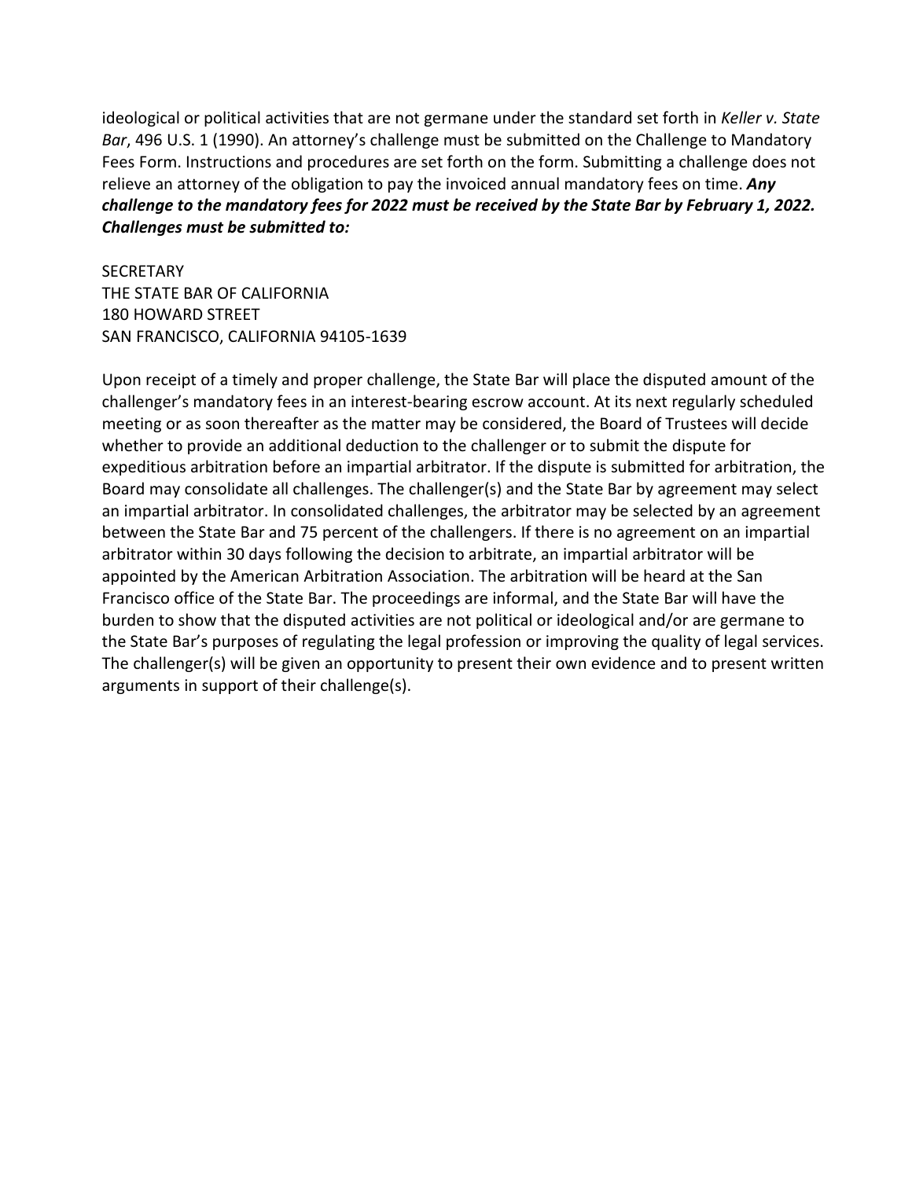ideological or political activities that are not germane under the standard set forth in *Keller v. State Bar*, 496 U.S. 1 (1990). An attorney's challenge must be submitted on the Challenge to Mandatory Fees Form. Instructions and procedures are set forth on the form. Submitting a challenge does not relieve an attorney of the obligation to pay the invoiced annual mandatory fees on time. ***Any challenge to the mandatory fees for 2022 must be received by the State Bar by February 1, 2022. Challenges must be submitted to:***

SECRETARY
THE STATE BAR OF CALIFORNIA
180 HOWARD STREET
SAN FRANCISCO, CALIFORNIA 94105-1639

Upon receipt of a timely and proper challenge, the State Bar will place the disputed amount of the challenger's mandatory fees in an interest-bearing escrow account. At its next regularly scheduled meeting or as soon thereafter as the matter may be considered, the Board of Trustees will decide whether to provide an additional deduction to the challenger or to submit the dispute for expeditious arbitration before an impartial arbitrator. If the dispute is submitted for arbitration, the Board may consolidate all challenges. The challenger(s) and the State Bar by agreement may select an impartial arbitrator. In consolidated challenges, the arbitrator may be selected by an agreement between the State Bar and 75 percent of the challengers. If there is no agreement on an impartial arbitrator within 30 days following the decision to arbitrate, an impartial arbitrator will be appointed by the American Arbitration Association. The arbitration will be heard at the San Francisco office of the State Bar. The proceedings are informal, and the State Bar will have the burden to show that the disputed activities are not political or ideological and/or are germane to the State Bar's purposes of regulating the legal profession or improving the quality of legal services. The challenger(s) will be given an opportunity to present their own evidence and to present written arguments in support of their challenge(s).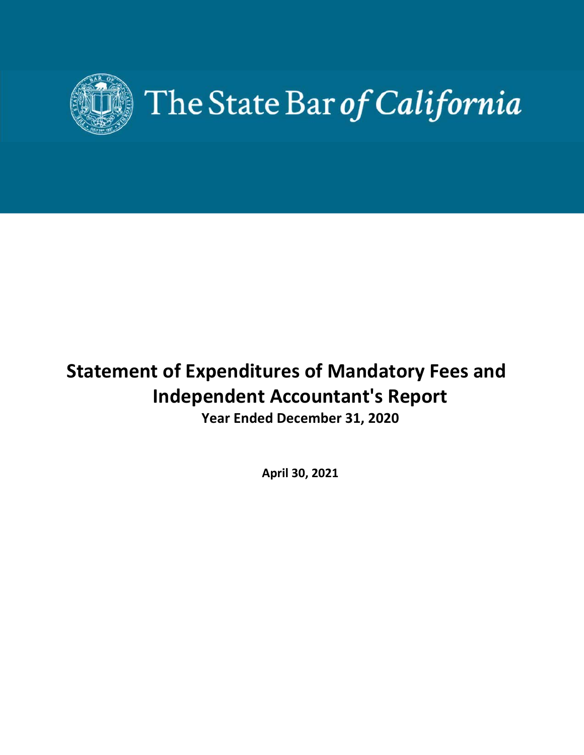The State Bar of California

# Statement of Expenditures of Mandatory Fees and Independent Accountant's Report

**Year Ended December 31, 2020**

**April 30, 2021**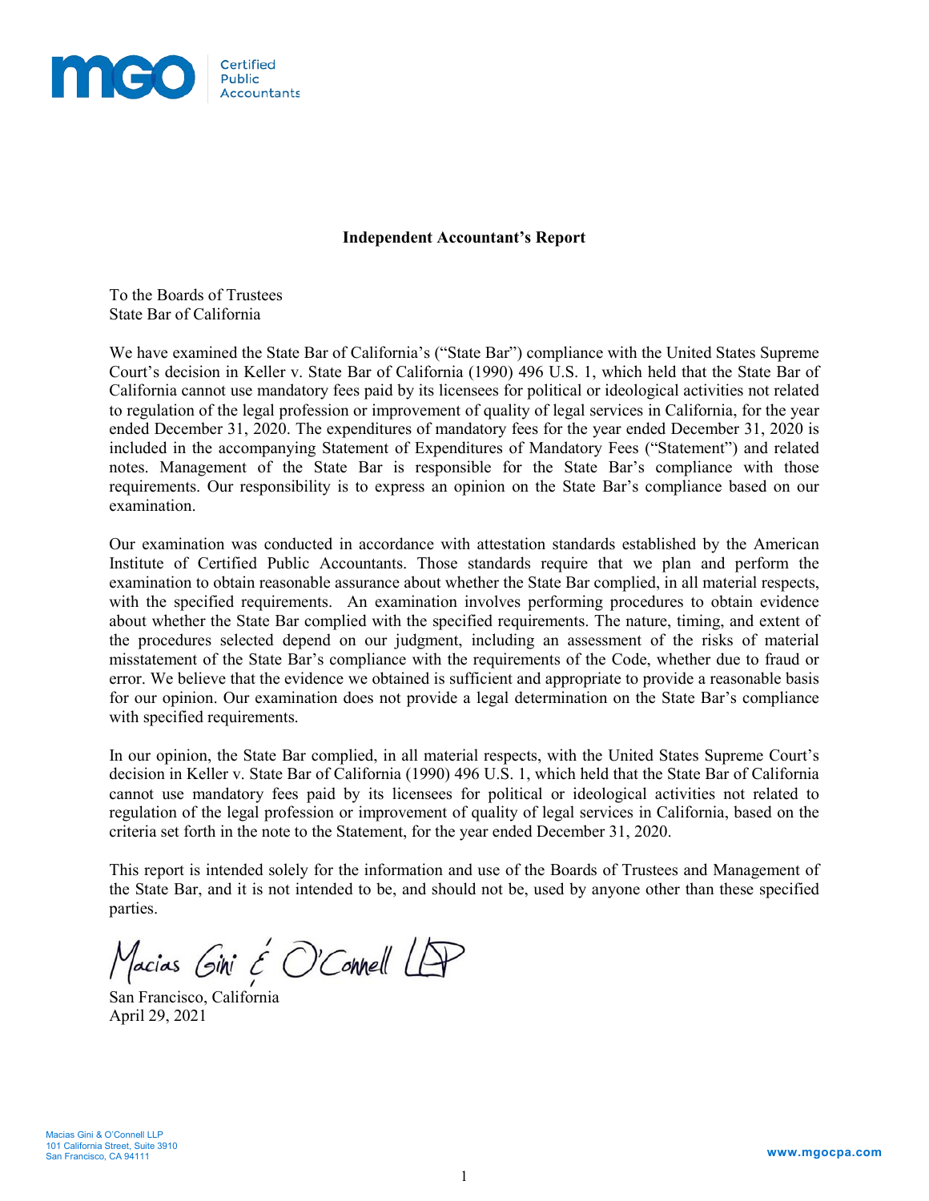MGO Certified Public Accountants

## Independent Accountant's Report

To the Boards of Trustees
State Bar of California

We have examined the State Bar of California's ("State Bar") compliance with the United States Supreme Court's decision in Keller v. State Bar of California (1990) 496 U.S. 1, which held that the State Bar of California cannot use mandatory fees paid by its licensees for political or ideological activities not related to regulation of the legal profession or improvement of quality of legal services in California, for the year ended December 31, 2020. The expenditures of mandatory fees for the year ended December 31, 2020 is included in the accompanying Statement of Expenditures of Mandatory Fees ("Statement") and related notes. Management of the State Bar is responsible for the State Bar's compliance with those requirements. Our responsibility is to express an opinion on the State Bar's compliance based on our examination.

Our examination was conducted in accordance with attestation standards established by the American Institute of Certified Public Accountants. Those standards require that we plan and perform the examination to obtain reasonable assurance about whether the State Bar complied, in all material respects, with the specified requirements. An examination involves performing procedures to obtain evidence about whether the State Bar complied with the specified requirements. The nature, timing, and extent of the procedures selected depend on our judgment, including an assessment of the risks of material misstatement of the State Bar's compliance with the requirements of the Code, whether due to fraud or error. We believe that the evidence we obtained is sufficient and appropriate to provide a reasonable basis for our opinion. Our examination does not provide a legal determination on the State Bar's compliance with specified requirements.

In our opinion, the State Bar complied, in all material respects, with the United States Supreme Court's decision in Keller v. State Bar of California (1990) 496 U.S. 1, which held that the State Bar of California cannot use mandatory fees paid by its licensees for political or ideological activities not related to regulation of the legal profession or improvement of quality of legal services in California, based on the criteria set forth in the note to the Statement, for the year ended December 31, 2020.

This report is intended solely for the information and use of the Boards of Trustees and Management of the State Bar, and it is not intended to be, and should not be, used by anyone other than these specified parties.

Macias Gini & O'Connell LLP

San Francisco, California
April 29, 2021

Macias Gini & O'Connell LLP
101 California Street, Suite 3910
San Francisco, CA 94111

www.mgocpa.com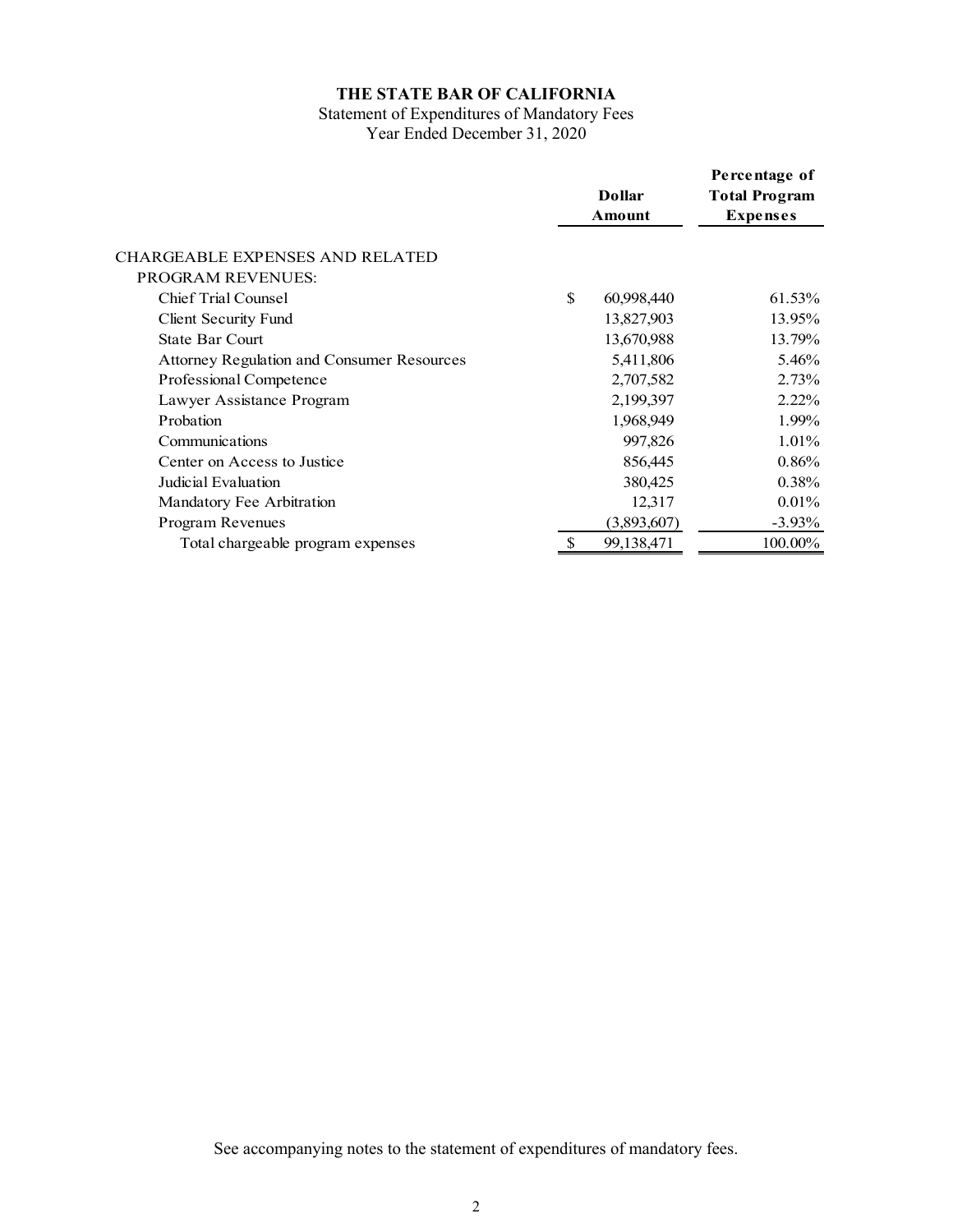**THE STATE BAR OF CALIFORNIA**

Statement of Expenditures of Mandatory Fees

Year Ended December 31, 2020

| | Dollar Amount | Percentage of Total Program Expenses |
|---|---|---|
| CHARGEABLE EXPENSES AND RELATED PROGRAM REVENUES: | | |
| Chief Trial Counsel | $ 60,998,440 | 61.53% |
| Client Security Fund | 13,827,903 | 13.95% |
| State Bar Court | 13,670,988 | 13.79% |
| Attorney Regulation and Consumer Resources | 5,411,806 | 5.46% |
| Professional Competence | 2,707,582 | 2.73% |
| Lawyer Assistance Program | 2,199,397 | 2.22% |
| Probation | 1,968,949 | 1.99% |
| Communications | 997,826 | 1.01% |
| Center on Access to Justice | 856,445 | 0.86% |
| Judicial Evaluation | 380,425 | 0.38% |
| Mandatory Fee Arbitration | 12,317 | 0.01% |
| Program Revenues | (3,893,607) | -3.93% |
| Total chargeable program expenses | $ 99,138,471 | 100.00% |

See accompanying notes to the statement of expenditures of mandatory fees.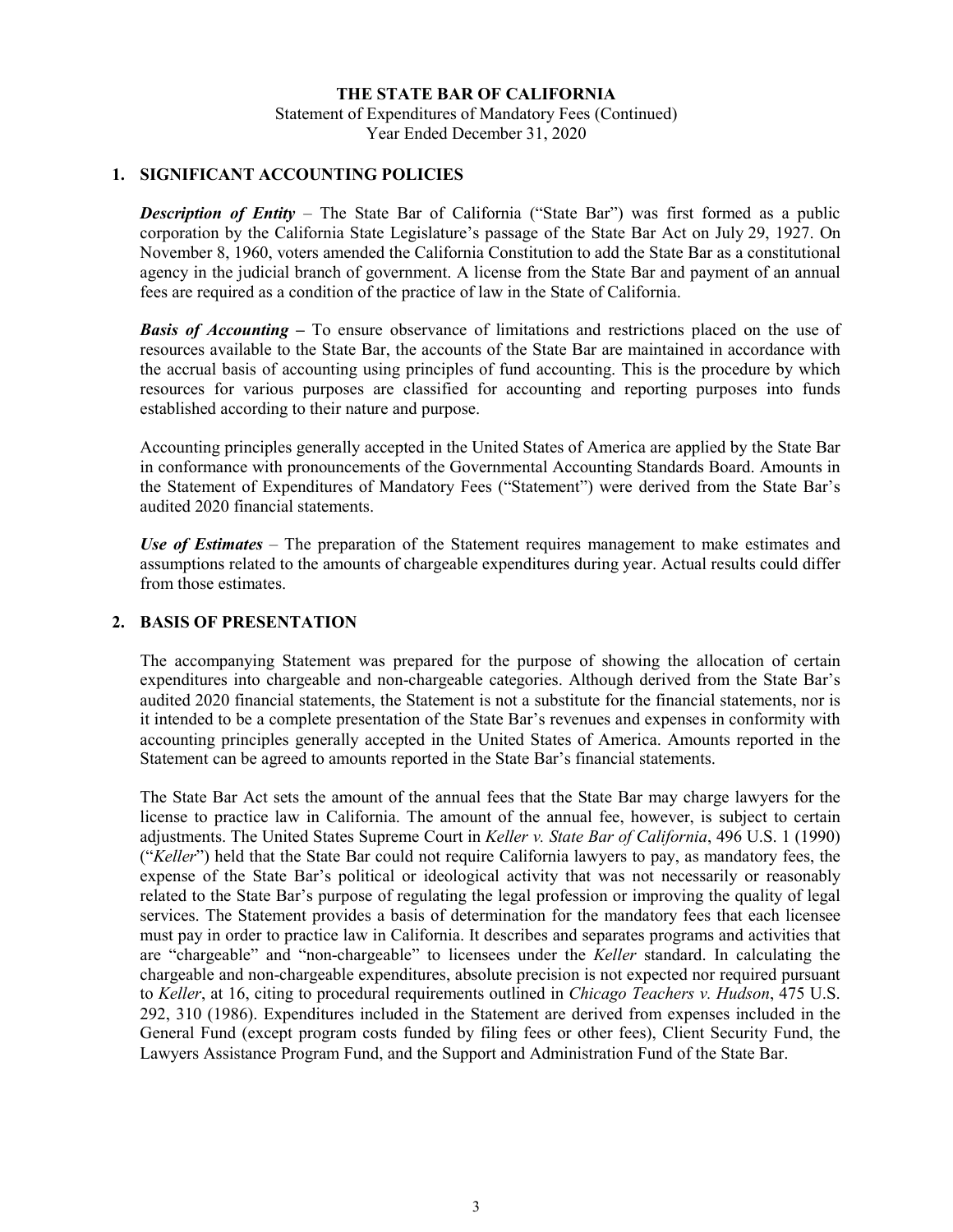**THE STATE BAR OF CALIFORNIA**
Statement of Expenditures of Mandatory Fees (Continued)
Year Ended December 31, 2020

## 1. SIGNIFICANT ACCOUNTING POLICIES

***Description of Entity*** – The State Bar of California ("State Bar") was first formed as a public corporation by the California State Legislature's passage of the State Bar Act on July 29, 1927. On November 8, 1960, voters amended the California Constitution to add the State Bar as a constitutional agency in the judicial branch of government. A license from the State Bar and payment of an annual fees are required as a condition of the practice of law in the State of California.

***Basis of Accounting*** – To ensure observance of limitations and restrictions placed on the use of resources available to the State Bar, the accounts of the State Bar are maintained in accordance with the accrual basis of accounting using principles of fund accounting. This is the procedure by which resources for various purposes are classified for accounting and reporting purposes into funds established according to their nature and purpose.

Accounting principles generally accepted in the United States of America are applied by the State Bar in conformance with pronouncements of the Governmental Accounting Standards Board. Amounts in the Statement of Expenditures of Mandatory Fees ("Statement") were derived from the State Bar's audited 2020 financial statements.

***Use of Estimates*** – The preparation of the Statement requires management to make estimates and assumptions related to the amounts of chargeable expenditures during year. Actual results could differ from those estimates.

## 2. BASIS OF PRESENTATION

The accompanying Statement was prepared for the purpose of showing the allocation of certain expenditures into chargeable and non-chargeable categories. Although derived from the State Bar's audited 2020 financial statements, the Statement is not a substitute for the financial statements, nor is it intended to be a complete presentation of the State Bar's revenues and expenses in conformity with accounting principles generally accepted in the United States of America. Amounts reported in the Statement can be agreed to amounts reported in the State Bar's financial statements.

The State Bar Act sets the amount of the annual fees that the State Bar may charge lawyers for the license to practice law in California. The amount of the annual fee, however, is subject to certain adjustments. The United States Supreme Court in *Keller v. State Bar of California*, 496 U.S. 1 (1990) ("*Keller*") held that the State Bar could not require California lawyers to pay, as mandatory fees, the expense of the State Bar's political or ideological activity that was not necessarily or reasonably related to the State Bar's purpose of regulating the legal profession or improving the quality of legal services. The Statement provides a basis of determination for the mandatory fees that each licensee must pay in order to practice law in California. It describes and separates programs and activities that are "chargeable" and "non-chargeable" to licensees under the *Keller* standard. In calculating the chargeable and non-chargeable expenditures, absolute precision is not expected nor required pursuant to *Keller*, at 16, citing to procedural requirements outlined in *Chicago Teachers v. Hudson*, 475 U.S. 292, 310 (1986). Expenditures included in the Statement are derived from expenses included in the General Fund (except program costs funded by filing fees or other fees), Client Security Fund, the Lawyers Assistance Program Fund, and the Support and Administration Fund of the State Bar.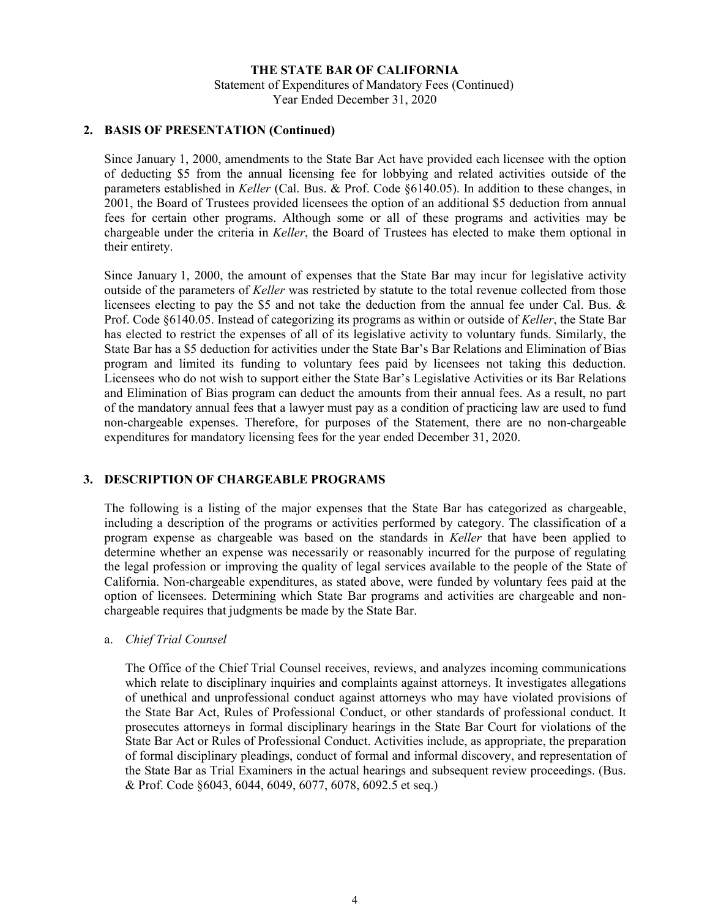## 2. BASIS OF PRESENTATION (Continued)

Since January 1, 2000, amendments to the State Bar Act have provided each licensee with the option of deducting $5 from the annual licensing fee for lobbying and related activities outside of the parameters established in *Keller* (Cal. Bus. & Prof. Code §6140.05). In addition to these changes, in 2001, the Board of Trustees provided licensees the option of an additional $5 deduction from annual fees for certain other programs. Although some or all of these programs and activities may be chargeable under the criteria in *Keller*, the Board of Trustees has elected to make them optional in their entirety.

Since January 1, 2000, the amount of expenses that the State Bar may incur for legislative activity outside of the parameters of *Keller* was restricted by statute to the total revenue collected from those licensees electing to pay the $5 and not take the deduction from the annual fee under Cal. Bus. & Prof. Code §6140.05. Instead of categorizing its programs as within or outside of *Keller*, the State Bar has elected to restrict the expenses of all of its legislative activity to voluntary funds. Similarly, the State Bar has a $5 deduction for activities under the State Bar's Bar Relations and Elimination of Bias program and limited its funding to voluntary fees paid by licensees not taking this deduction. Licensees who do not wish to support either the State Bar's Legislative Activities or its Bar Relations and Elimination of Bias program can deduct the amounts from their annual fees. As a result, no part of the mandatory annual fees that a lawyer must pay as a condition of practicing law are used to fund non-chargeable expenses. Therefore, for purposes of the Statement, there are no non-chargeable expenditures for mandatory licensing fees for the year ended December 31, 2020.

## 3. DESCRIPTION OF CHARGEABLE PROGRAMS

The following is a listing of the major expenses that the State Bar has categorized as chargeable, including a description of the programs or activities performed by category. The classification of a program expense as chargeable was based on the standards in *Keller* that have been applied to determine whether an expense was necessarily or reasonably incurred for the purpose of regulating the legal profession or improving the quality of legal services available to the people of the State of California. Non-chargeable expenditures, as stated above, were funded by voluntary fees paid at the option of licensees. Determining which State Bar programs and activities are chargeable and non-chargeable requires that judgments be made by the State Bar.

a. *Chief Trial Counsel*

The Office of the Chief Trial Counsel receives, reviews, and analyzes incoming communications which relate to disciplinary inquiries and complaints against attorneys. It investigates allegations of unethical and unprofessional conduct against attorneys who may have violated provisions of the State Bar Act, Rules of Professional Conduct, or other standards of professional conduct. It prosecutes attorneys in formal disciplinary hearings in the State Bar Court for violations of the State Bar Act or Rules of Professional Conduct. Activities include, as appropriate, the preparation of formal disciplinary pleadings, conduct of formal and informal discovery, and representation of the State Bar as Trial Examiners in the actual hearings and subsequent review proceedings. (Bus. & Prof. Code §6043, 6044, 6049, 6077, 6078, 6092.5 et seq.)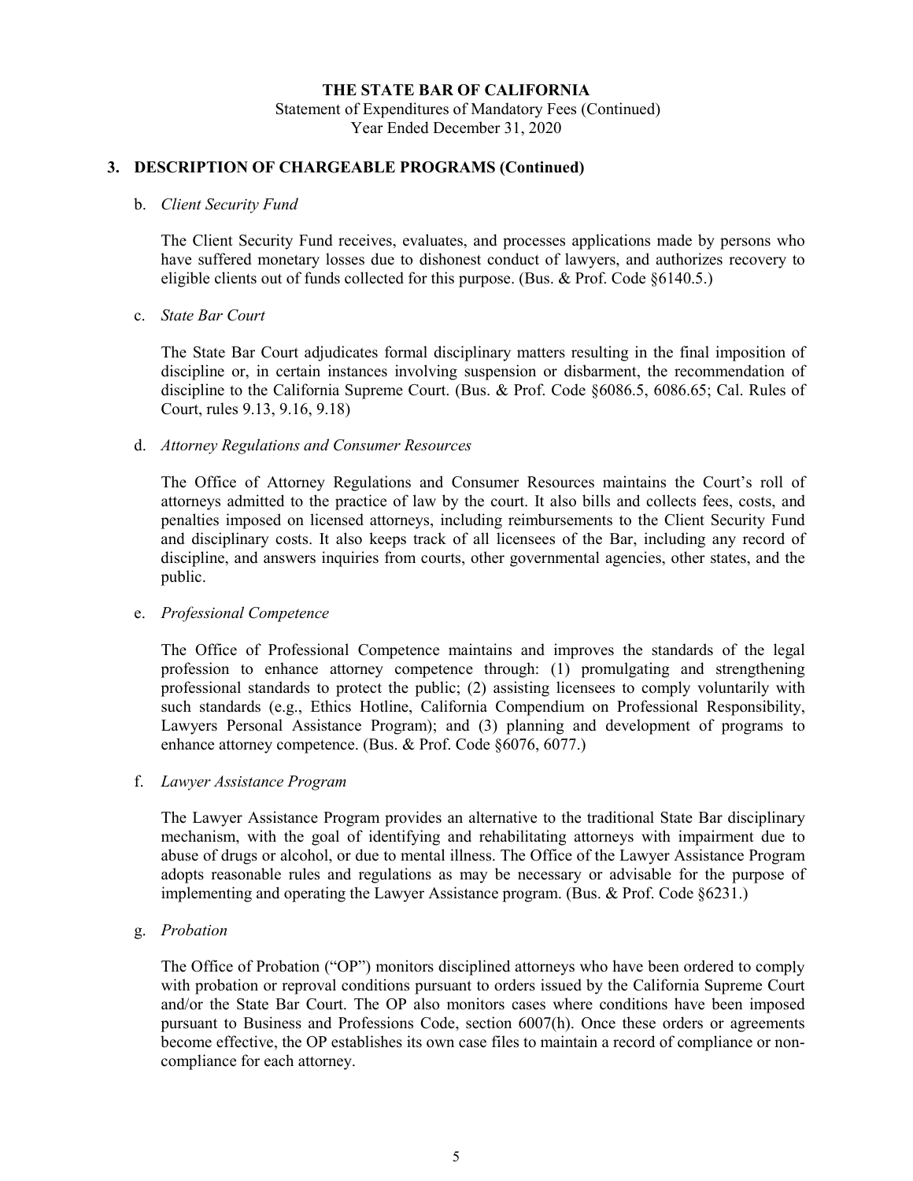# THE STATE BAR OF CALIFORNIA

Statement of Expenditures of Mandatory Fees (Continued)
Year Ended December 31, 2020

## 3. DESCRIPTION OF CHARGEABLE PROGRAMS (Continued)

b. *Client Security Fund*

The Client Security Fund receives, evaluates, and processes applications made by persons who have suffered monetary losses due to dishonest conduct of lawyers, and authorizes recovery to eligible clients out of funds collected for this purpose. (Bus. & Prof. Code §6140.5.)

c. *State Bar Court*

The State Bar Court adjudicates formal disciplinary matters resulting in the final imposition of discipline or, in certain instances involving suspension or disbarment, the recommendation of discipline to the California Supreme Court. (Bus. & Prof. Code §6086.5, 6086.65; Cal. Rules of Court, rules 9.13, 9.16, 9.18)

d. *Attorney Regulations and Consumer Resources*

The Office of Attorney Regulations and Consumer Resources maintains the Court's roll of attorneys admitted to the practice of law by the court. It also bills and collects fees, costs, and penalties imposed on licensed attorneys, including reimbursements to the Client Security Fund and disciplinary costs. It also keeps track of all licensees of the Bar, including any record of discipline, and answers inquiries from courts, other governmental agencies, other states, and the public.

e. *Professional Competence*

The Office of Professional Competence maintains and improves the standards of the legal profession to enhance attorney competence through: (1) promulgating and strengthening professional standards to protect the public; (2) assisting licensees to comply voluntarily with such standards (e.g., Ethics Hotline, California Compendium on Professional Responsibility, Lawyers Personal Assistance Program); and (3) planning and development of programs to enhance attorney competence. (Bus. & Prof. Code §6076, 6077.)

f. *Lawyer Assistance Program*

The Lawyer Assistance Program provides an alternative to the traditional State Bar disciplinary mechanism, with the goal of identifying and rehabilitating attorneys with impairment due to abuse of drugs or alcohol, or due to mental illness. The Office of the Lawyer Assistance Program adopts reasonable rules and regulations as may be necessary or advisable for the purpose of implementing and operating the Lawyer Assistance program. (Bus. & Prof. Code §6231.)

g. *Probation*

The Office of Probation ("OP") monitors disciplined attorneys who have been ordered to comply with probation or reproval conditions pursuant to orders issued by the California Supreme Court and/or the State Bar Court. The OP also monitors cases where conditions have been imposed pursuant to Business and Professions Code, section 6007(h). Once these orders or agreements become effective, the OP establishes its own case files to maintain a record of compliance or non-compliance for each attorney.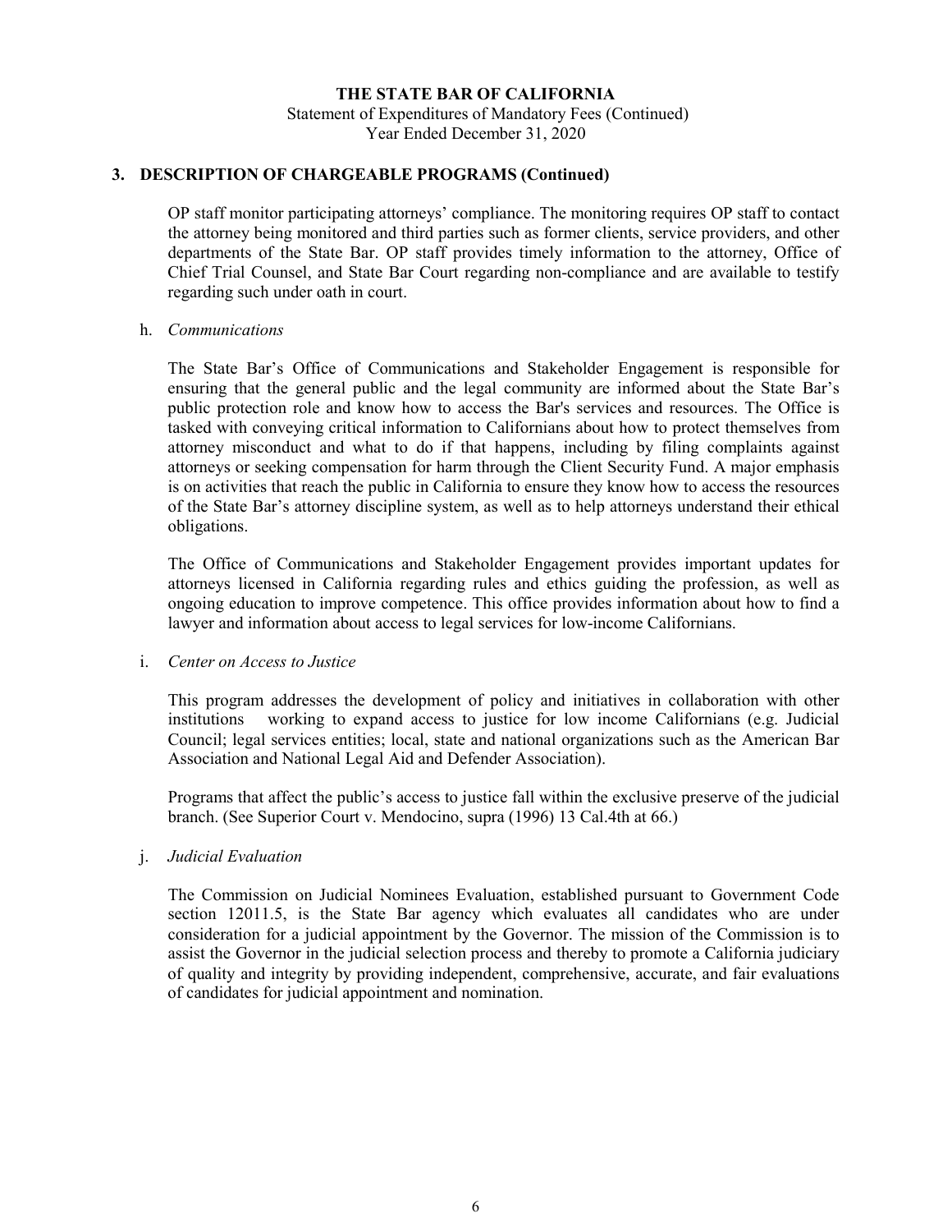## 3. DESCRIPTION OF CHARGEABLE PROGRAMS (Continued)

OP staff monitor participating attorneys' compliance. The monitoring requires OP staff to contact the attorney being monitored and third parties such as former clients, service providers, and other departments of the State Bar. OP staff provides timely information to the attorney, Office of Chief Trial Counsel, and State Bar Court regarding non-compliance and are available to testify regarding such under oath in court.

h. *Communications*

The State Bar's Office of Communications and Stakeholder Engagement is responsible for ensuring that the general public and the legal community are informed about the State Bar's public protection role and know how to access the Bar's services and resources. The Office is tasked with conveying critical information to Californians about how to protect themselves from attorney misconduct and what to do if that happens, including by filing complaints against attorneys or seeking compensation for harm through the Client Security Fund. A major emphasis is on activities that reach the public in California to ensure they know how to access the resources of the State Bar's attorney discipline system, as well as to help attorneys understand their ethical obligations.

The Office of Communications and Stakeholder Engagement provides important updates for attorneys licensed in California regarding rules and ethics guiding the profession, as well as ongoing education to improve competence. This office provides information about how to find a lawyer and information about access to legal services for low-income Californians.

i. *Center on Access to Justice*

This program addresses the development of policy and initiatives in collaboration with other institutions working to expand access to justice for low income Californians (e.g. Judicial Council; legal services entities; local, state and national organizations such as the American Bar Association and National Legal Aid and Defender Association).

Programs that affect the public's access to justice fall within the exclusive preserve of the judicial branch. (See Superior Court v. Mendocino, supra (1996) 13 Cal.4th at 66.)

j. *Judicial Evaluation*

The Commission on Judicial Nominees Evaluation, established pursuant to Government Code section 12011.5, is the State Bar agency which evaluates all candidates who are under consideration for a judicial appointment by the Governor. The mission of the Commission is to assist the Governor in the judicial selection process and thereby to promote a California judiciary of quality and integrity by providing independent, comprehensive, accurate, and fair evaluations of candidates for judicial appointment and nomination.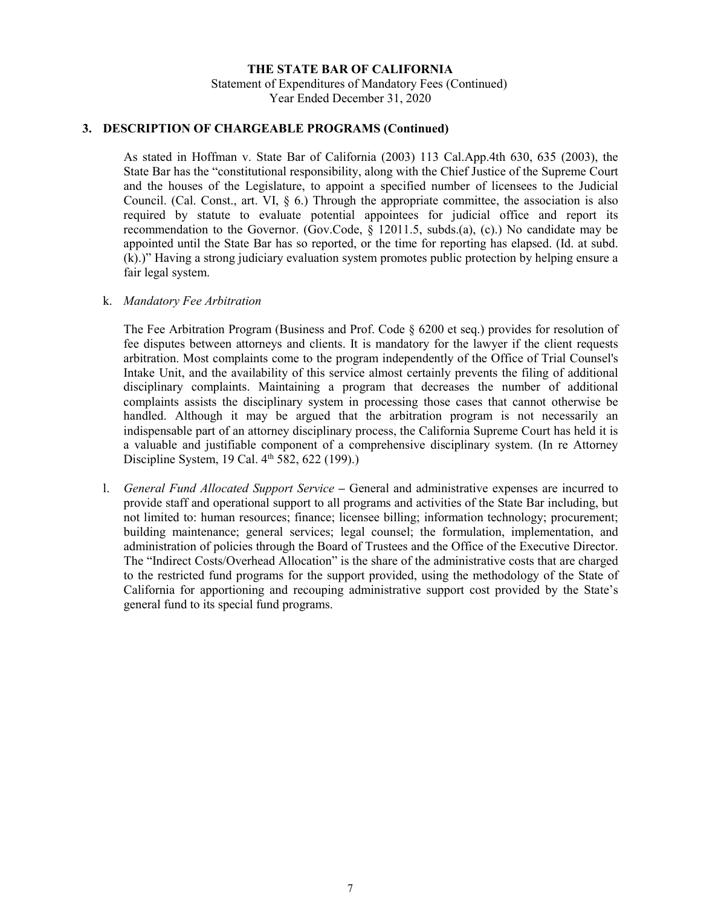**THE STATE BAR OF CALIFORNIA**
Statement of Expenditures of Mandatory Fees (Continued)
Year Ended December 31, 2020

## 3. DESCRIPTION OF CHARGEABLE PROGRAMS (Continued)

As stated in Hoffman v. State Bar of California (2003) 113 Cal.App.4th 630, 635 (2003), the State Bar has the "constitutional responsibility, along with the Chief Justice of the Supreme Court and the houses of the Legislature, to appoint a specified number of licensees to the Judicial Council. (Cal. Const., art. VI, § 6.) Through the appropriate committee, the association is also required by statute to evaluate potential appointees for judicial office and report its recommendation to the Governor. (Gov.Code, § 12011.5, subds.(a), (c).) No candidate may be appointed until the State Bar has so reported, or the time for reporting has elapsed. (Id. at subd. (k).)" Having a strong judiciary evaluation system promotes public protection by helping ensure a fair legal system.

k. *Mandatory Fee Arbitration*

The Fee Arbitration Program (Business and Prof. Code § 6200 et seq.) provides for resolution of fee disputes between attorneys and clients. It is mandatory for the lawyer if the client requests arbitration. Most complaints come to the program independently of the Office of Trial Counsel's Intake Unit, and the availability of this service almost certainly prevents the filing of additional disciplinary complaints. Maintaining a program that decreases the number of additional complaints assists the disciplinary system in processing those cases that cannot otherwise be handled. Although it may be argued that the arbitration program is not necessarily an indispensable part of an attorney disciplinary process, the California Supreme Court has held it is a valuable and justifiable component of a comprehensive disciplinary system. (In re Attorney Discipline System, 19 Cal. 4th 582, 622 (199).)

l. *General Fund Allocated Support Service* – General and administrative expenses are incurred to provide staff and operational support to all programs and activities of the State Bar including, but not limited to: human resources; finance; licensee billing; information technology; procurement; building maintenance; general services; legal counsel; the formulation, implementation, and administration of policies through the Board of Trustees and the Office of the Executive Director. The "Indirect Costs/Overhead Allocation" is the share of the administrative costs that are charged to the restricted fund programs for the support provided, using the methodology of the State of California for apportioning and recouping administrative support cost provided by the State's general fund to its special fund programs.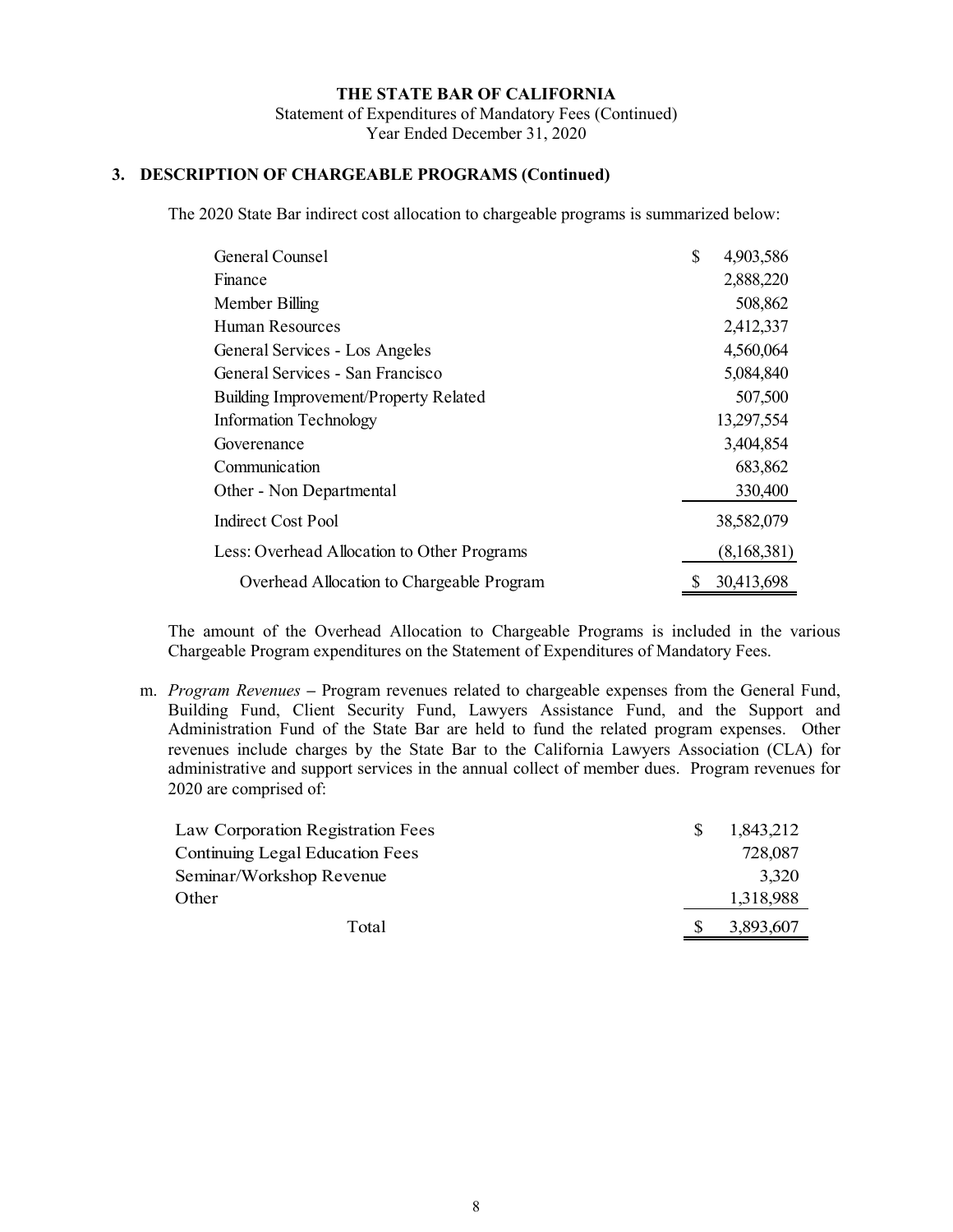**THE STATE BAR OF CALIFORNIA**
Statement of Expenditures of Mandatory Fees (Continued)
Year Ended December 31, 2020

### 3. DESCRIPTION OF CHARGEABLE PROGRAMS (Continued)

The 2020 State Bar indirect cost allocation to chargeable programs is summarized below:

| | |
|---|---|
| General Counsel | $ 4,903,586 |
| Finance | 2,888,220 |
| Member Billing | 508,862 |
| Human Resources | 2,412,337 |
| General Services - Los Angeles | 4,560,064 |
| General Services - San Francisco | 5,084,840 |
| Building Improvement/Property Related | 507,500 |
| Information Technology | 13,297,554 |
| Goverenance | 3,404,854 |
| Communication | 683,862 |
| Other - Non Departmental | 330,400 |
| Indirect Cost Pool | 38,582,079 |
| Less: Overhead Allocation to Other Programs | (8,168,381) |
| Overhead Allocation to Chargeable Program | $ 30,413,698 |

The amount of the Overhead Allocation to Chargeable Programs is included in the various Chargeable Program expenditures on the Statement of Expenditures of Mandatory Fees.

m. *Program Revenues* – Program revenues related to chargeable expenses from the General Fund, Building Fund, Client Security Fund, Lawyers Assistance Fund, and the Support and Administration Fund of the State Bar are held to fund the related program expenses. Other revenues include charges by the State Bar to the California Lawyers Association (CLA) for administrative and support services in the annual collect of member dues. Program revenues for 2020 are comprised of:

| | |
|---|---|
| Law Corporation Registration Fees | $ 1,843,212 |
| Continuing Legal Education Fees | 728,087 |
| Seminar/Workshop Revenue | 3,320 |
| Other | 1,318,988 |
| Total | $ 3,893,607 |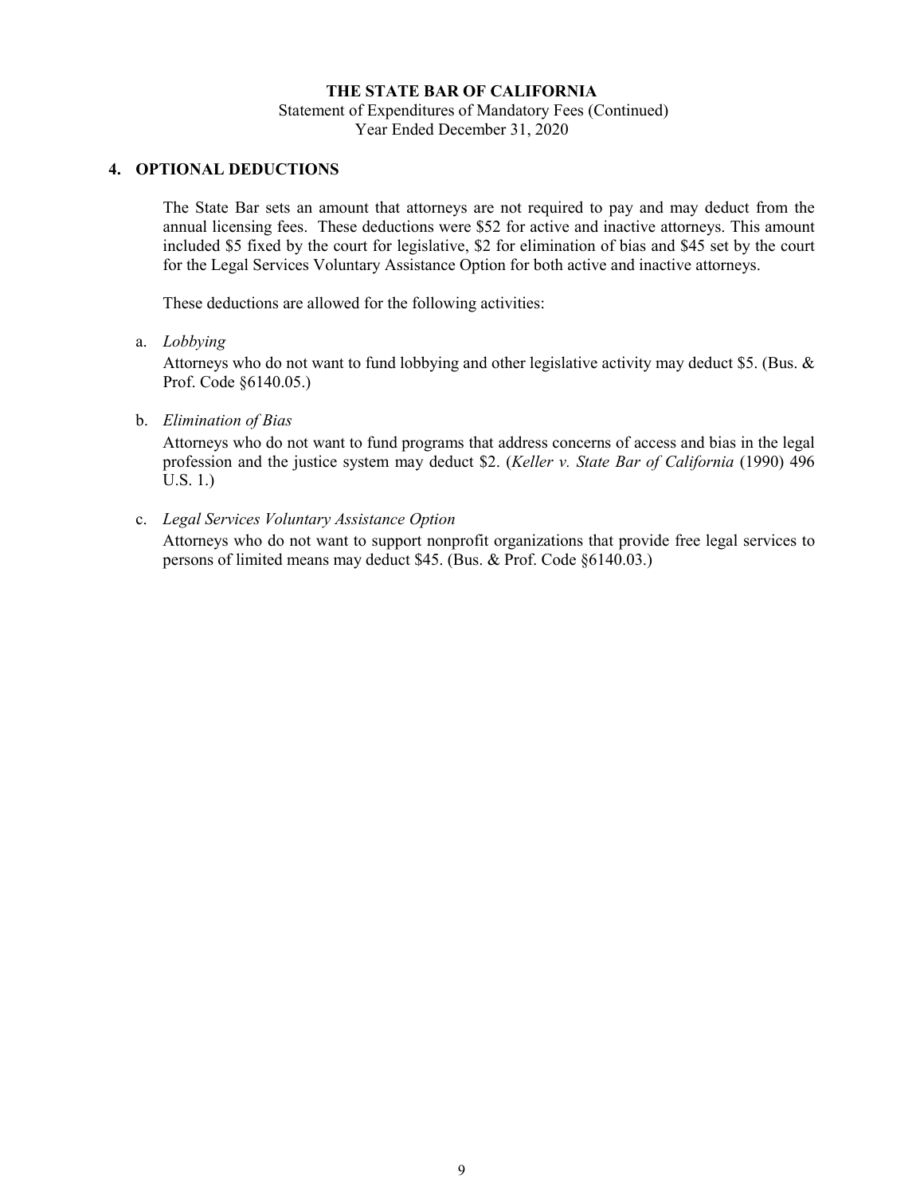# THE STATE BAR OF CALIFORNIA

Statement of Expenditures of Mandatory Fees (Continued)
Year Ended December 31, 2020

## 4. OPTIONAL DEDUCTIONS

The State Bar sets an amount that attorneys are not required to pay and may deduct from the annual licensing fees. These deductions were $52 for active and inactive attorneys. This amount included $5 fixed by the court for legislative, $2 for elimination of bias and $45 set by the court for the Legal Services Voluntary Assistance Option for both active and inactive attorneys.

These deductions are allowed for the following activities:

a. *Lobbying*

Attorneys who do not want to fund lobbying and other legislative activity may deduct $5. (Bus. & Prof. Code §6140.05.)

b. *Elimination of Bias*

Attorneys who do not want to fund programs that address concerns of access and bias in the legal profession and the justice system may deduct $2. (*Keller v. State Bar of California* (1990) 496 U.S. 1.)

c. *Legal Services Voluntary Assistance Option*

Attorneys who do not want to support nonprofit organizations that provide free legal services to persons of limited means may deduct $45. (Bus. & Prof. Code §6140.03.)